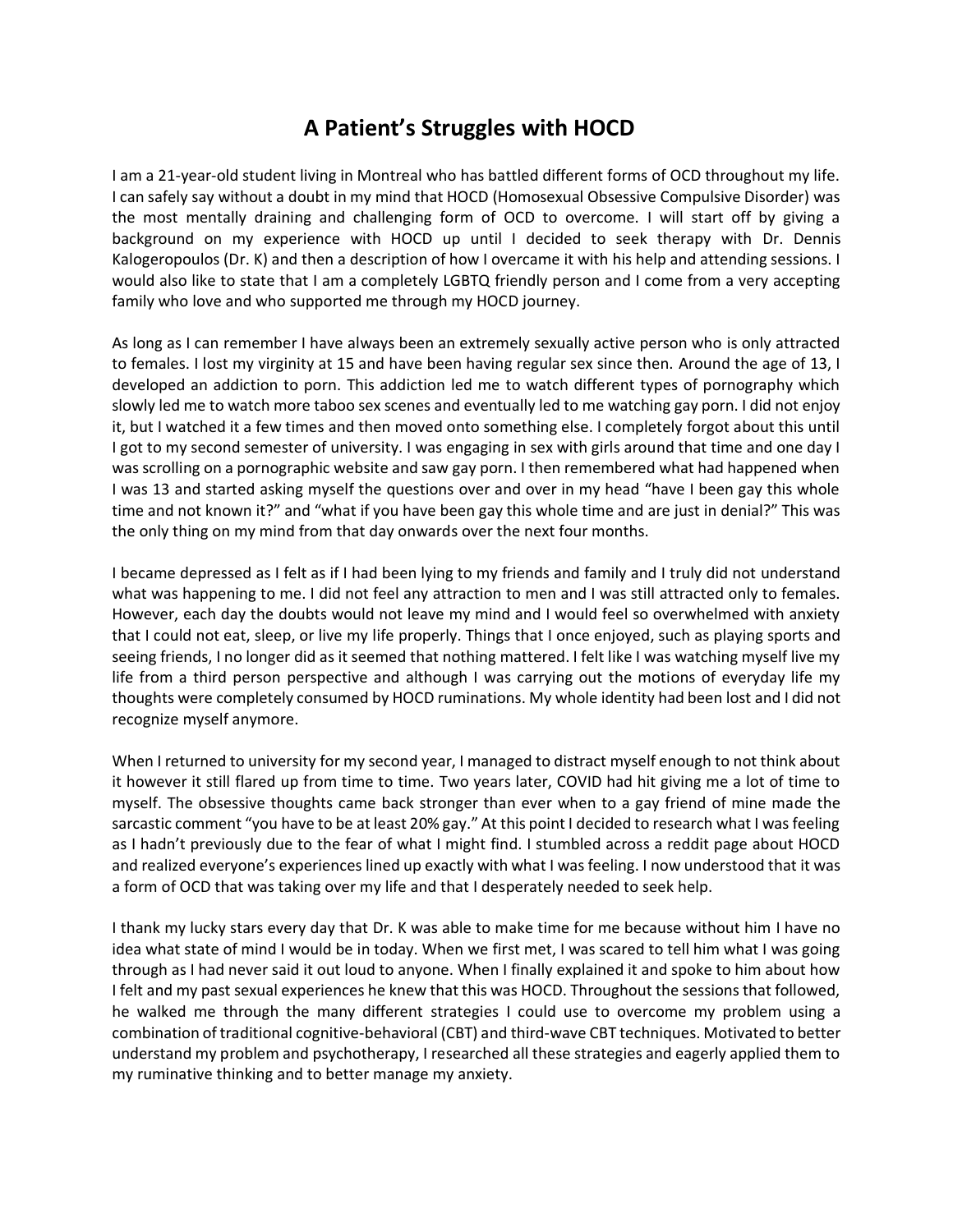# A Patient's Struggles with HOCD

I am a 21-year-old student living in Montreal who has battled different forms of OCD throughout my life. I can safely say without a doubt in my mind that HOCD (Homosexual Obsessive Compulsive Disorder) was the most mentally draining and challenging form of OCD to overcome. I will start off by giving a background on my experience with HOCD up until I decided to seek therapy with Dr. Dennis Kalogeropoulos (Dr. K) and then a description of how I overcame it with his help and attending sessions. I would also like to state that I am a completely LGBTQ friendly person and I come from a very accepting family who love and who supported me through my HOCD journey.

As long as I can remember I have always been an extremely sexually active person who is only attracted to females. I lost my virginity at 15 and have been having regular sex since then. Around the age of 13, I developed an addiction to porn. This addiction led me to watch different types of pornography which slowly led me to watch more taboo sex scenes and eventually led to me watching gay porn. I did not enjoy it, but I watched it a few times and then moved onto something else. I completely forgot about this until I got to my second semester of university. I was engaging in sex with girls around that time and one day I was scrolling on a pornographic website and saw gay porn. I then remembered what had happened when I was 13 and started asking myself the questions over and over in my head "have I been gay this whole time and not known it?" and "what if you have been gay this whole time and are just in denial?" This was the only thing on my mind from that day onwards over the next four months.

I became depressed as I felt as if I had been lying to my friends and family and I truly did not understand what was happening to me. I did not feel any attraction to men and I was still attracted only to females. However, each day the doubts would not leave my mind and I would feel so overwhelmed with anxiety that I could not eat, sleep, or live my life properly. Things that I once enjoyed, such as playing sports and seeing friends, I no longer did as it seemed that nothing mattered. I felt like I was watching myself live my life from a third person perspective and although I was carrying out the motions of everyday life my thoughts were completely consumed by HOCD ruminations. My whole identity had been lost and I did not recognize myself anymore.

When I returned to university for my second year, I managed to distract myself enough to not think about it however it still flared up from time to time. Two years later, COVID had hit giving me a lot of time to myself. The obsessive thoughts came back stronger than ever when to a gay friend of mine made the sarcastic comment "you have to be at least 20% gay." At this point I decided to research what I was feeling as I hadn't previously due to the fear of what I might find. I stumbled across a reddit page about HOCD and realized everyone's experiences lined up exactly with what I was feeling. I now understood that it was a form of OCD that was taking over my life and that I desperately needed to seek help.

I thank my lucky stars every day that Dr. K was able to make time for me because without him I have no idea what state of mind I would be in today. When we first met, I was scared to tell him what I was going through as I had never said it out loud to anyone. When I finally explained it and spoke to him about how I felt and my past sexual experiences he knew that this was HOCD. Throughout the sessions that followed, he walked me through the many different strategies I could use to overcome my problem using a combination of traditional cognitive-behavioral (CBT) and third-wave CBT techniques. Motivated to better understand my problem and psychotherapy, I researched all these strategies and eagerly applied them to my ruminative thinking and to better manage my anxiety.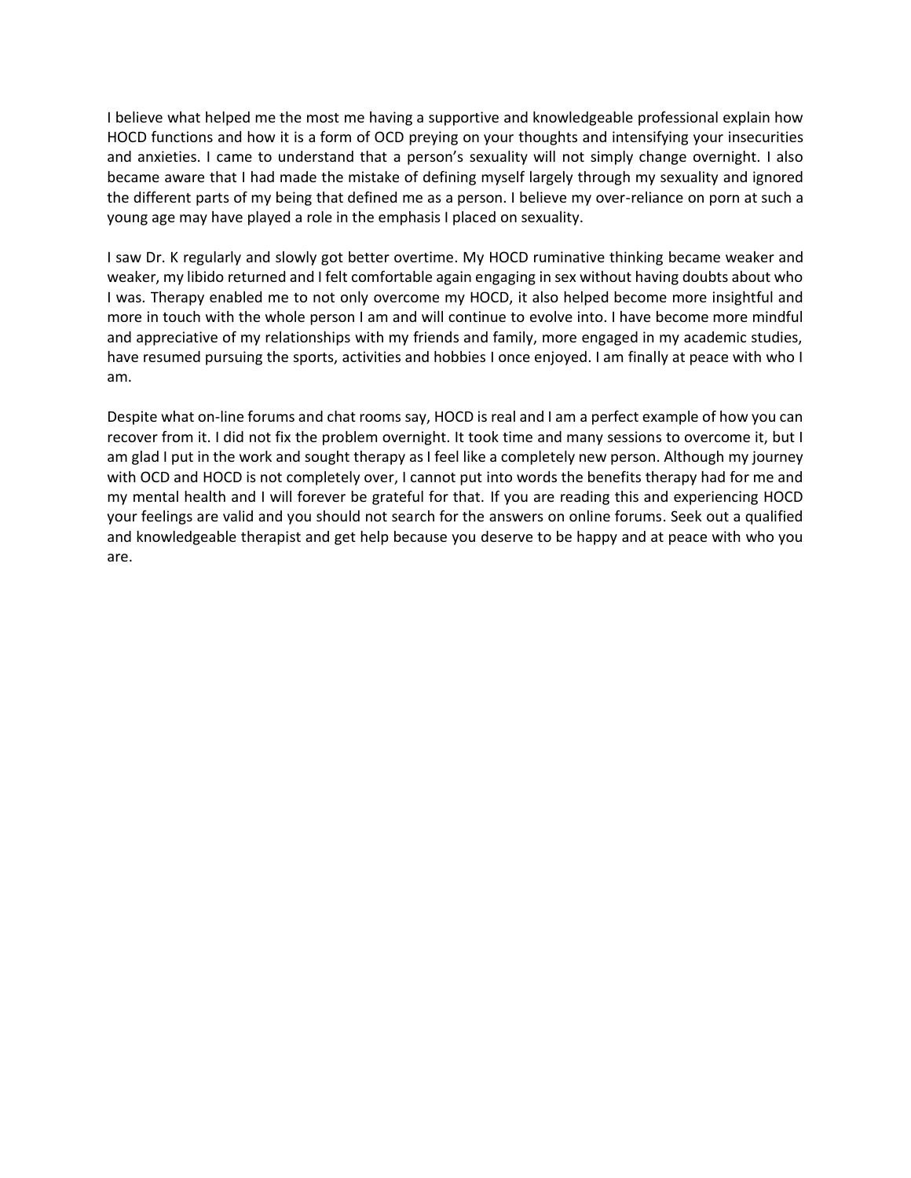I believe what helped me the most me having a supportive and knowledgeable professional explain how HOCD functions and how it is a form of OCD preying on your thoughts and intensifying your insecurities and anxieties. I came to understand that a person's sexuality will not simply change overnight. I also became aware that I had made the mistake of defining myself largely through my sexuality and ignored the different parts of my being that defined me as a person. I believe my over-reliance on porn at such a young age may have played a role in the emphasis I placed on sexuality.

I saw Dr. K regularly and slowly got better overtime. My HOCD ruminative thinking became weaker and weaker, my libido returned and I felt comfortable again engaging in sex without having doubts about who I was. Therapy enabled me to not only overcome my HOCD, it also helped become more insightful and more in touch with the whole person I am and will continue to evolve into. I have become more mindful and appreciative of my relationships with my friends and family, more engaged in my academic studies, have resumed pursuing the sports, activities and hobbies I once enjoyed. I am finally at peace with who I am.

Despite what on-line forums and chat rooms say, HOCD is real and I am a perfect example of how you can recover from it. I did not fix the problem overnight. It took time and many sessions to overcome it, but I am glad I put in the work and sought therapy as I feel like a completely new person. Although my journey with OCD and HOCD is not completely over, I cannot put into words the benefits therapy had for me and my mental health and I will forever be grateful for that. If you are reading this and experiencing HOCD your feelings are valid and you should not search for the answers on online forums. Seek out a qualified and knowledgeable therapist and get help because you deserve to be happy and at peace with who you are.